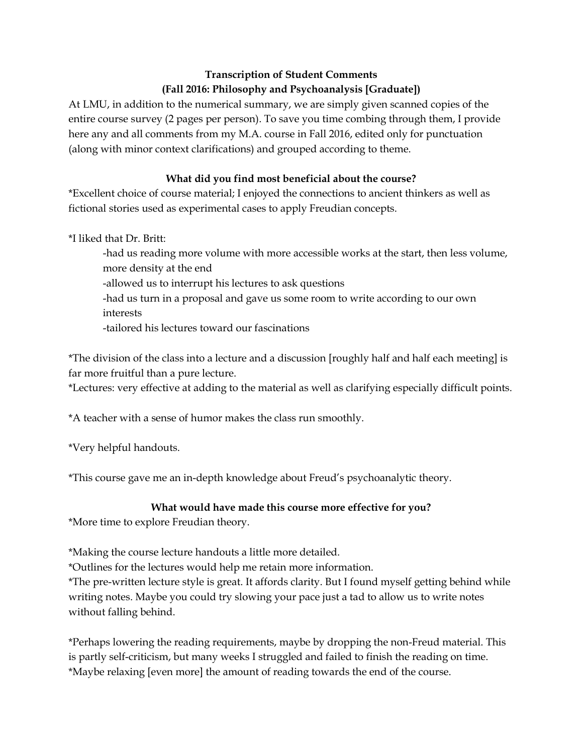**Transcription of Student Comments**
**(Fall 2016: Philosophy and Psychoanalysis [Graduate])**

At LMU, in addition to the numerical summary, we are simply given scanned copies of the entire course survey (2 pages per person). To save you time combing through them, I provide here any and all comments from my M.A. course in Fall 2016, edited only for punctuation (along with minor context clarifications) and grouped according to theme.

**What did you find most beneficial about the course?**

*Excellent choice of course material; I enjoyed the connections to ancient thinkers as well as fictional stories used as experimental cases to apply Freudian concepts.

*I liked that Dr. Britt:

- had us reading more volume with more accessible works at the start, then less volume, more density at the end
- allowed us to interrupt his lectures to ask questions
- had us turn in a proposal and gave us some room to write according to our own interests
- tailored his lectures toward our fascinations

*The division of the class into a lecture and a discussion [roughly half and half each meeting] is far more fruitful than a pure lecture.
*Lectures: very effective at adding to the material as well as clarifying especially difficult points.

*A teacher with a sense of humor makes the class run smoothly.

*Very helpful handouts.

*This course gave me an in-depth knowledge about Freud's psychoanalytic theory.

**What would have made this course more effective for you?**

*More time to explore Freudian theory.

*Making the course lecture handouts a little more detailed.
*Outlines for the lectures would help me retain more information.
*The pre-written lecture style is great. It affords clarity. But I found myself getting behind while writing notes. Maybe you could try slowing your pace just a tad to allow us to write notes without falling behind.

*Perhaps lowering the reading requirements, maybe by dropping the non-Freud material. This is partly self-criticism, but many weeks I struggled and failed to finish the reading on time.
*Maybe relaxing [even more] the amount of reading towards the end of the course.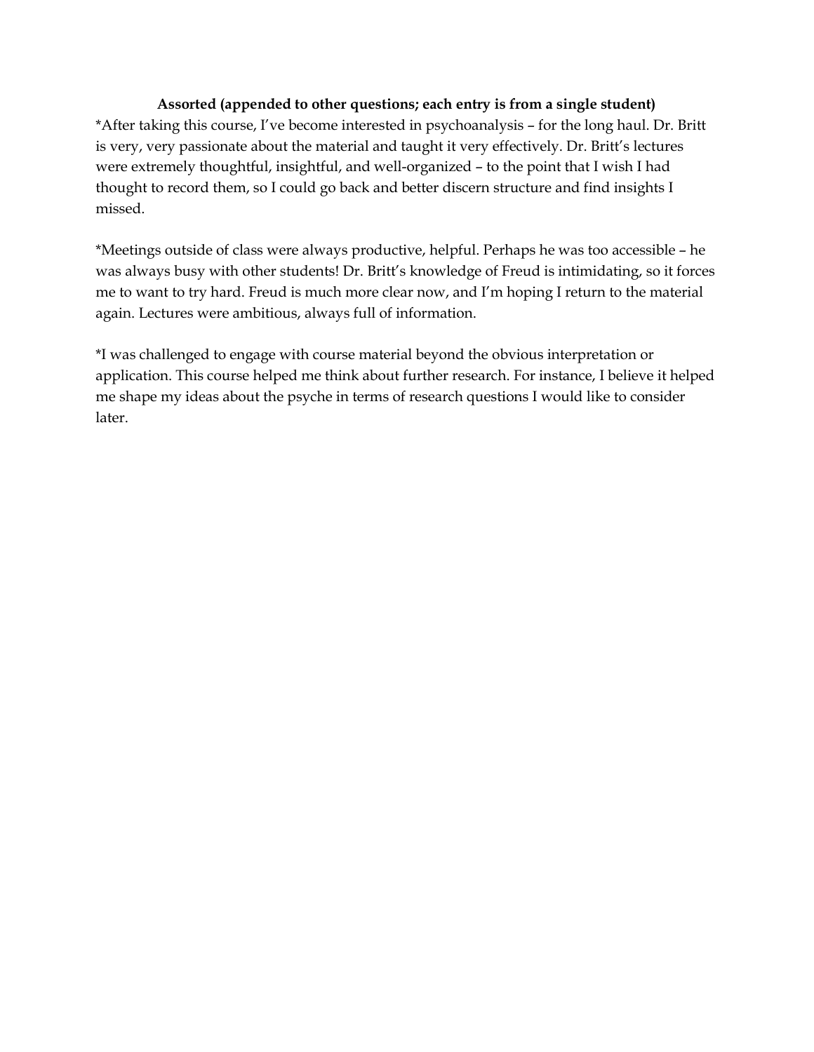**Assorted (appended to other questions; each entry is from a single student)**

*After taking this course, I've become interested in psychoanalysis – for the long haul. Dr. Britt is very, very passionate about the material and taught it very effectively. Dr. Britt's lectures were extremely thoughtful, insightful, and well-organized – to the point that I wish I had thought to record them, so I could go back and better discern structure and find insights I missed.

*Meetings outside of class were always productive, helpful. Perhaps he was too accessible – he was always busy with other students! Dr. Britt's knowledge of Freud is intimidating, so it forces me to want to try hard. Freud is much more clear now, and I'm hoping I return to the material again. Lectures were ambitious, always full of information.

*I was challenged to engage with course material beyond the obvious interpretation or application. This course helped me think about further research. For instance, I believe it helped me shape my ideas about the psyche in terms of research questions I would like to consider later.